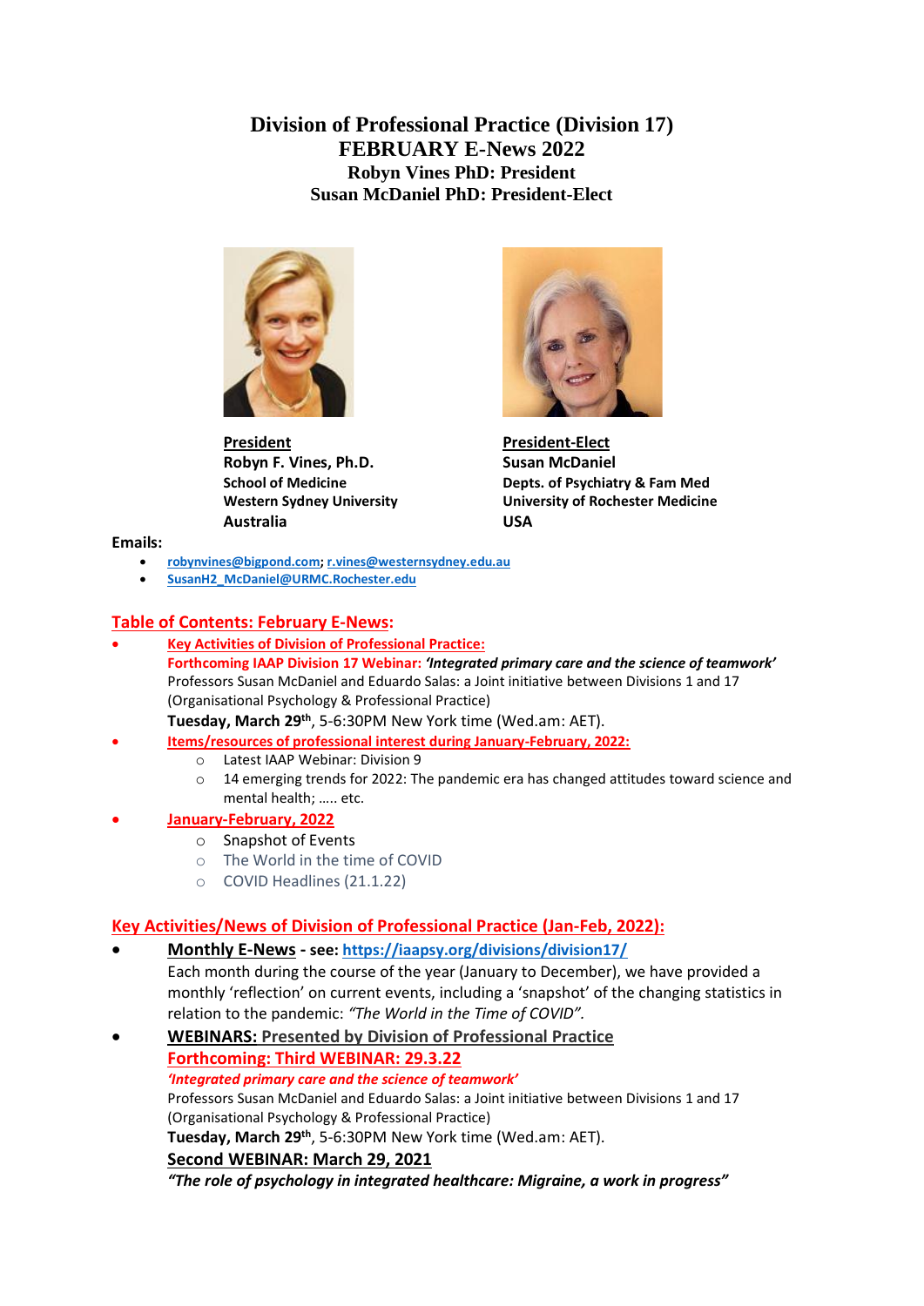# Division of Professional Practice (Division 17)
## FEBRUARY E-News 2022
### Robyn Vines PhD: President
### Susan McDaniel PhD: President-Elect

**President**
**Robyn F. Vines, Ph.D.**
**School of Medicine**
**Western Sydney University**
**Australia**

**President-Elect**
**Susan McDaniel**
**Depts. of Psychiatry & Fam Med**
**University of Rochester Medicine**
**USA**

**Emails:**

- robynvines@bigpond.com; r.vines@westernsydney.edu.au
- SusanH2_McDaniel@URMC.Rochester.edu

## Table of Contents: February E-News:

- **Key Activities of Division of Professional Practice:**
  **Forthcoming IAAP Division 17 Webinar:** ***'Integrated primary care and the science of teamwork'***
  Professors Susan McDaniel and Eduardo Salas: a Joint initiative between Divisions 1 and 17 (Organisational Psychology & Professional Practice)
  **Tuesday, March 29th**, 5-6:30PM New York time (Wed.am: AET).
- **Items/resources of professional interest during January-February, 2022:**
  - Latest IAAP Webinar: Division 9
  - 14 emerging trends for 2022: The pandemic era has changed attitudes toward science and mental health; ….. etc.
- **January-February, 2022**
  - Snapshot of Events
  - The World in the time of COVID
  - COVID Headlines (21.1.22)

## Key Activities/News of Division of Professional Practice (Jan-Feb, 2022):

- **Monthly E-News - see: https://iaapsy.org/divisions/division17/**
  Each month during the course of the year (January to December), we have provided a monthly 'reflection' on current events, including a 'snapshot' of the changing statistics in relation to the pandemic: *"The World in the Time of COVID".*
- **WEBINARS: Presented by Division of Professional Practice**
  **Forthcoming: Third WEBINAR: 29.3.22**
  ***'Integrated primary care and the science of teamwork'***
  Professors Susan McDaniel and Eduardo Salas: a Joint initiative between Divisions 1 and 17 (Organisational Psychology & Professional Practice)
  **Tuesday, March 29th**, 5-6:30PM New York time (Wed.am: AET).
  **Second WEBINAR: March 29, 2021**
  ***"The role of psychology in integrated healthcare: Migraine, a work in progress"***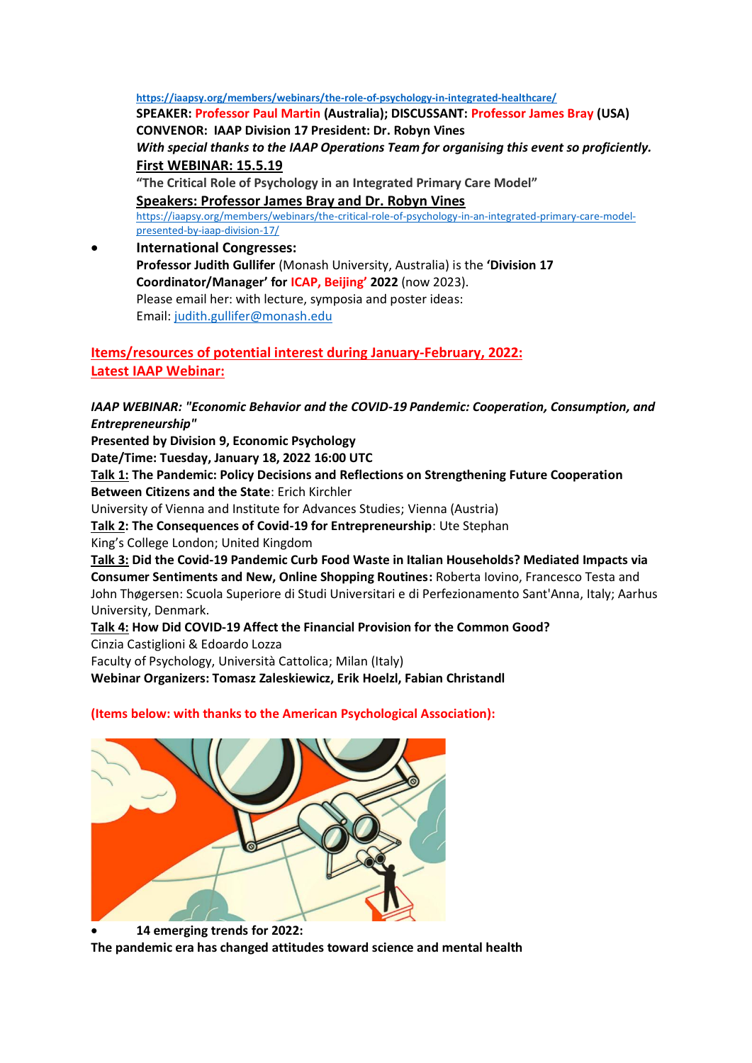https://iaapsy.org/members/webinars/the-role-of-psychology-in-integrated-healthcare/

**SPEAKER: Professor Paul Martin (Australia); DISCUSSANT: Professor James Bray (USA)**

**CONVENOR: IAAP Division 17 President: Dr. Robyn Vines**

***With special thanks to the IAAP Operations Team for organising this event so proficiently.***

**First WEBINAR: 15.5.19**

**"The Critical Role of Psychology in an Integrated Primary Care Model"**

**Speakers: Professor James Bray and Dr. Robyn Vines**

https://iaapsy.org/members/webinars/the-critical-role-of-psychology-in-an-integrated-primary-care-model-presented-by-iaap-division-17/

- **International Congresses:**
  **Professor Judith Gullifer** (Monash University, Australia) is the **'Division 17 Coordinator/Manager' for ICAP, Beijing' 2022** (now 2023).
  Please email her: with lecture, symposia and poster ideas:
  Email: judith.gullifer@monash.edu

## Items/resources of potential interest during January-February, 2022:
## Latest IAAP Webinar:

***IAAP WEBINAR: "Economic Behavior and the COVID-19 Pandemic: Cooperation, Consumption, and Entrepreneurship"***

**Presented by Division 9, Economic Psychology**

**Date/Time: Tuesday, January 18, 2022 16:00 UTC**

**Talk 1: The Pandemic: Policy Decisions and Reflections on Strengthening Future Cooperation Between Citizens and the State**: Erich Kirchler
University of Vienna and Institute for Advances Studies; Vienna (Austria)

**Talk 2: The Consequences of Covid-19 for Entrepreneurship**: Ute Stephan
King's College London; United Kingdom

**Talk 3: Did the Covid-19 Pandemic Curb Food Waste in Italian Households? Mediated Impacts via Consumer Sentiments and New, Online Shopping Routines:** Roberta Iovino, Francesco Testa and John Thøgersen: Scuola Superiore di Studi Universitari e di Perfezionamento Sant'Anna, Italy; Aarhus University, Denmark.

**Talk 4: How Did COVID-19 Affect the Financial Provision for the Common Good?**
Cinzia Castiglioni & Edoardo Lozza
Faculty of Psychology, Università Cattolica; Milan (Italy)

**Webinar Organizers: Tomasz Zaleskiewicz, Erik Hoelzl, Fabian Christandl**

**(Items below: with thanks to the American Psychological Association):**

- **14 emerging trends for 2022:**

**The pandemic era has changed attitudes toward science and mental health**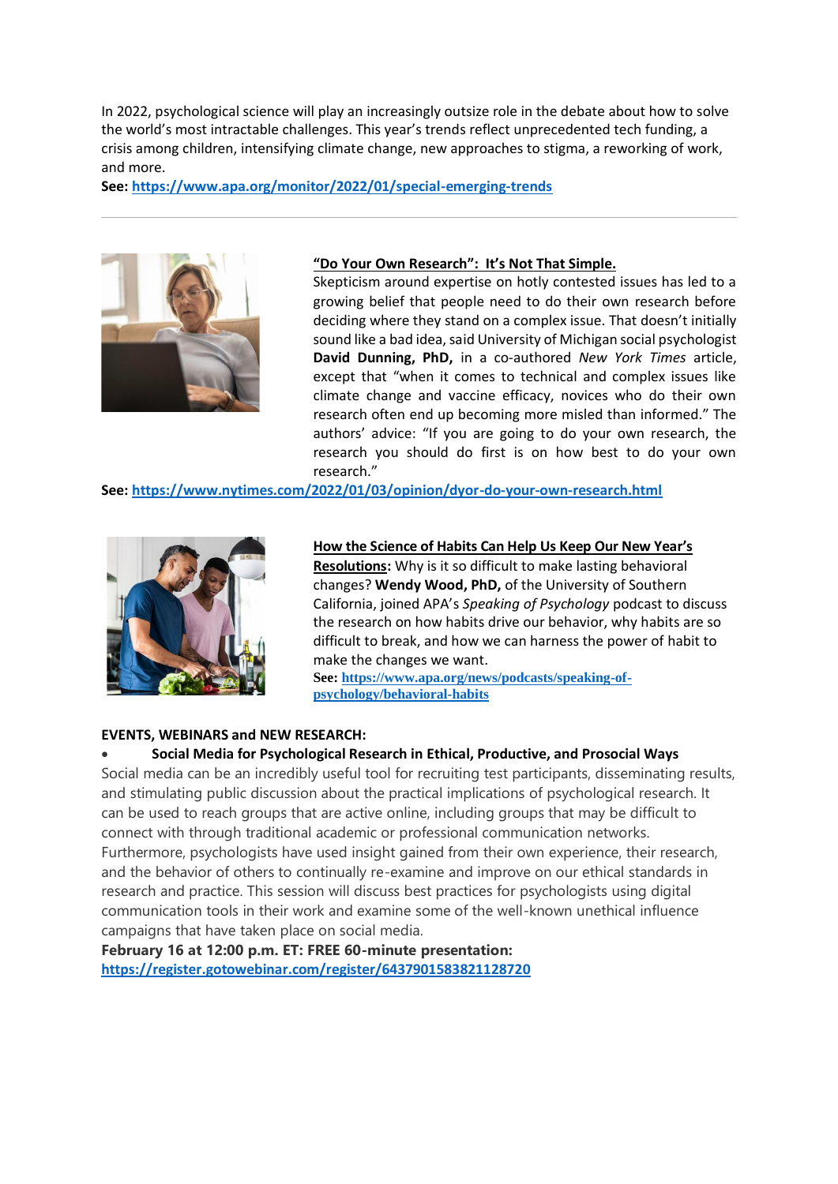In 2022, psychological science will play an increasingly outsize role in the debate about how to solve the world's most intractable challenges. This year's trends reflect unprecedented tech funding, a crisis among children, intensifying climate change, new approaches to stigma, a reworking of work, and more.

**See:** [https://www.apa.org/monitor/2022/01/special-emerging-trends](https://www.apa.org/monitor/2022/01/special-emerging-trends)

---

**"Do Your Own Research": It's Not That Simple.**

Skepticism around expertise on hotly contested issues has led to a growing belief that people need to do their own research before deciding where they stand on a complex issue. That doesn't initially sound like a bad idea, said University of Michigan social psychologist **David Dunning, PhD,** in a co-authored *New York Times* article, except that "when it comes to technical and complex issues like climate change and vaccine efficacy, novices who do their own research often end up becoming more misled than informed." The authors' advice: "If you are going to do your own research, the research you should do first is on how best to do your own research."

**See:** [https://www.nytimes.com/2022/01/03/opinion/dyor-do-your-own-research.html](https://www.nytimes.com/2022/01/03/opinion/dyor-do-your-own-research.html)

**How the Science of Habits Can Help Us Keep Our New Year's Resolutions:** Why is it so difficult to make lasting behavioral changes? **Wendy Wood, PhD,** of the University of Southern California, joined APA's *Speaking of Psychology* podcast to discuss the research on how habits drive our behavior, why habits are so difficult to break, and how we can harness the power of habit to make the changes we want.

**See:** [https://www.apa.org/news/podcasts/speaking-of-psychology/behavioral-habits](https://www.apa.org/news/podcasts/speaking-of-psychology/behavioral-habits)

**EVENTS, WEBINARS and NEW RESEARCH:**

- **Social Media for Psychological Research in Ethical, Productive, and Prosocial Ways**

Social media can be an incredibly useful tool for recruiting test participants, disseminating results, and stimulating public discussion about the practical implications of psychological research. It can be used to reach groups that are active online, including groups that may be difficult to connect with through traditional academic or professional communication networks. Furthermore, psychologists have used insight gained from their own experience, their research, and the behavior of others to continually re-examine and improve on our ethical standards in research and practice. This session will discuss best practices for psychologists using digital communication tools in their work and examine some of the well-known unethical influence campaigns that have taken place on social media.

**February 16 at 12:00 p.m. ET: FREE 60-minute presentation:**
[https://register.gotowebinar.com/register/6437901583821128720](https://register.gotowebinar.com/register/6437901583821128720)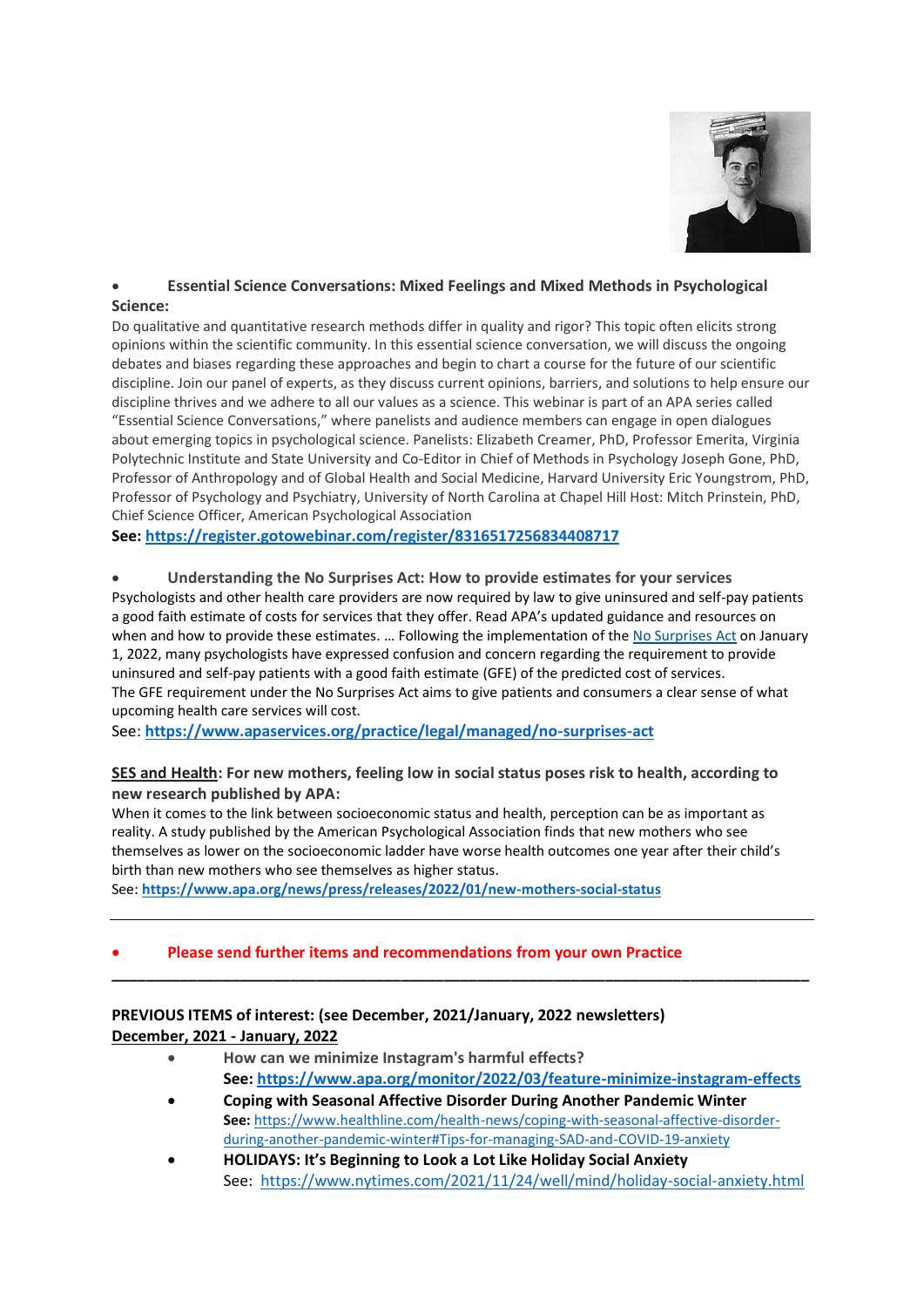- **Essential Science Conversations: Mixed Feelings and Mixed Methods in Psychological Science:**

Do qualitative and quantitative research methods differ in quality and rigor? This topic often elicits strong opinions within the scientific community. In this essential science conversation, we will discuss the ongoing debates and biases regarding these approaches and begin to chart a course for the future of our scientific discipline. Join our panel of experts, as they discuss current opinions, barriers, and solutions to help ensure our discipline thrives and we adhere to all our values as a science. This webinar is part of an APA series called "Essential Science Conversations," where panelists and audience members can engage in open dialogues about emerging topics in psychological science. Panelists: Elizabeth Creamer, PhD, Professor Emerita, Virginia Polytechnic Institute and State University and Co-Editor in Chief of Methods in Psychology Joseph Gone, PhD, Professor of Anthropology and of Global Health and Social Medicine, Harvard University Eric Youngstrom, PhD, Professor of Psychology and Psychiatry, University of North Carolina at Chapel Hill Host: Mitch Prinstein, PhD, Chief Science Officer, American Psychological Association

**See: https://register.gotowebinar.com/register/8316517256834408717**

- **Understanding the No Surprises Act: How to provide estimates for your services**

Psychologists and other health care providers are now required by law to give uninsured and self-pay patients a good faith estimate of costs for services that they offer. Read APA's updated guidance and resources on when and how to provide these estimates. … Following the implementation of the No Surprises Act on January 1, 2022, many psychologists have expressed confusion and concern regarding the requirement to provide uninsured and self-pay patients with a good faith estimate (GFE) of the predicted cost of services. The GFE requirement under the No Surprises Act aims to give patients and consumers a clear sense of what upcoming health care services will cost.

See: **https://www.apaservices.org/practice/legal/managed/no-surprises-act**

**SES and Health: For new mothers, feeling low in social status poses risk to health, according to new research published by APA:**

When it comes to the link between socioeconomic status and health, perception can be as important as reality. A study published by the American Psychological Association finds that new mothers who see themselves as lower on the socioeconomic ladder have worse health outcomes one year after their child's birth than new mothers who see themselves as higher status.

See: **https://www.apa.org/news/press/releases/2022/01/new-mothers-social-status**

---

- **Please send further items and recommendations from your own Practice**

---

**PREVIOUS ITEMS of interest: (see December, 2021/January, 2022 newsletters)**

**December, 2021 - January, 2022**

- **How can we minimize Instagram's harmful effects?**
  **See: https://www.apa.org/monitor/2022/03/feature-minimize-instagram-effects**
- **Coping with Seasonal Affective Disorder During Another Pandemic Winter**
  **See:** https://www.healthline.com/health-news/coping-with-seasonal-affective-disorder-during-another-pandemic-winter#Tips-for-managing-SAD-and-COVID-19-anxiety
- **HOLIDAYS: It's Beginning to Look a Lot Like Holiday Social Anxiety**
  See: https://www.nytimes.com/2021/11/24/well/mind/holiday-social-anxiety.html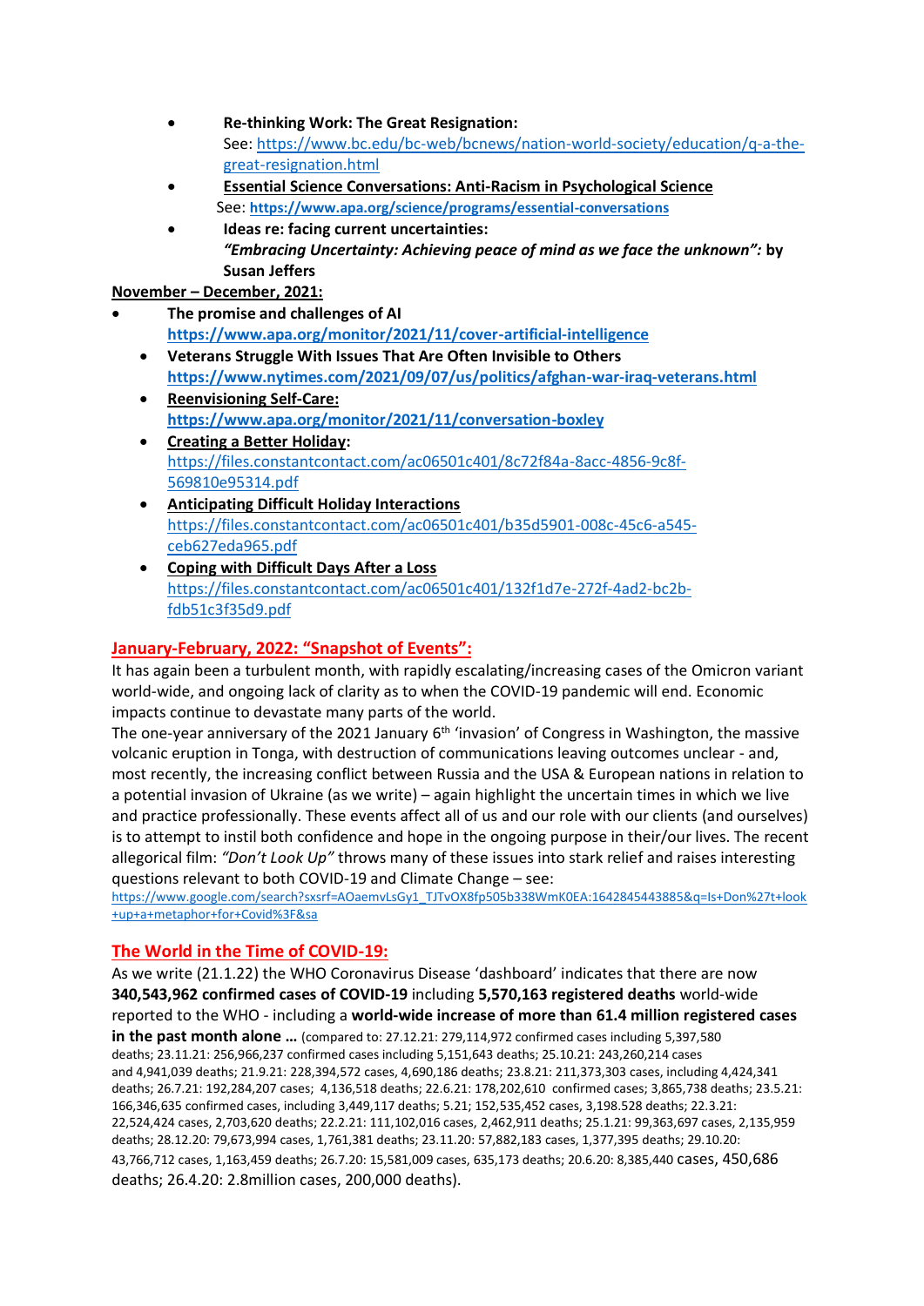- **Re-thinking Work: The Great Resignation:**
  See: https://www.bc.edu/bc-web/bcnews/nation-world-society/education/q-a-the-great-resignation.html
- **Essential Science Conversations: Anti-Racism in Psychological Science**
  See: **https://www.apa.org/science/programs/essential-conversations**
- **Ideas re: facing current uncertainties:**
  ***"Embracing Uncertainty: Achieving peace of mind as we face the unknown":*** **by Susan Jeffers**

**November – December, 2021:**

- **The promise and challenges of AI**
  **https://www.apa.org/monitor/2021/11/cover-artificial-intelligence**
- **Veterans Struggle With Issues That Are Often Invisible to Others**
  **https://www.nytimes.com/2021/09/07/us/politics/afghan-war-iraq-veterans.html**
- **Reenvisioning Self-Care:**
  **https://www.apa.org/monitor/2021/11/conversation-boxley**
- **Creating a Better Holiday:**
  https://files.constantcontact.com/ac06501c401/8c72f84a-8acc-4856-9c8f-569810e95314.pdf
- **Anticipating Difficult Holiday Interactions**
  https://files.constantcontact.com/ac06501c401/b35d5901-008c-45c6-a545-ceb627eda965.pdf
- **Coping with Difficult Days After a Loss**
  https://files.constantcontact.com/ac06501c401/132f1d7e-272f-4ad2-bc2b-fdb51c3f35d9.pdf

## January-February, 2022: "Snapshot of Events":

It has again been a turbulent month, with rapidly escalating/increasing cases of the Omicron variant world-wide, and ongoing lack of clarity as to when the COVID-19 pandemic will end. Economic impacts continue to devastate many parts of the world.

The one-year anniversary of the 2021 January 6th 'invasion' of Congress in Washington, the massive volcanic eruption in Tonga, with destruction of communications leaving outcomes unclear - and, most recently, the increasing conflict between Russia and the USA & European nations in relation to a potential invasion of Ukraine (as we write) – again highlight the uncertain times in which we live and practice professionally. These events affect all of us and our role with our clients (and ourselves) is to attempt to instil both confidence and hope in the ongoing purpose in their/our lives. The recent allegorical film: *"Don't Look Up"* throws many of these issues into stark relief and raises interesting questions relevant to both COVID-19 and Climate Change – see:
https://www.google.com/search?sxsrf=AOaemvLsGy1_TJTvOX8fp505b338WmK0EA:1642845443885&q=Is+Don%27t+look+up+a+metaphor+for+Covid%3F&sa

## The World in the Time of COVID-19:

As we write (21.1.22) the WHO Coronavirus Disease 'dashboard' indicates that there are now **340,543,962 confirmed cases of COVID-19** including **5,570,163 registered deaths** world-wide reported to the WHO - including a **world-wide increase of more than 61.4 million registered cases in the past month alone …** (compared to: 27.12.21: 279,114,972 confirmed cases including 5,397,580 deaths; 23.11.21: 256,966,237 confirmed cases including 5,151,643 deaths; 25.10.21: 243,260,214 cases and 4,941,039 deaths; 21.9.21: 228,394,572 cases, 4,690,186 deaths; 23.8.21: 211,373,303 cases, including 4,424,341 deaths; 26.7.21: 192,284,207 cases; 4,136,518 deaths; 22.6.21: 178,202,610 confirmed cases; 3,865,738 deaths; 23.5.21: 166,346,635 confirmed cases, including 3,449,117 deaths; 5.21: 152,535,452 cases, 3,198.528 deaths; 22.3.21: 22,524,424 cases, 2,703,620 deaths; 22.2.21: 111,102,016 cases, 2,462,911 deaths; 25.1.21: 99,363,697 cases, 2,135,959 deaths; 28.12.20: 79,673,994 cases, 1,761,381 deaths; 23.11.20: 57,882,183 cases, 1,377,395 deaths; 29.10.20: 43,766,712 cases, 1,163,459 deaths; 26.7.20: 15,581,009 cases, 635,173 deaths; 20.6.20: 8,385,440 cases, 450,686 deaths; 26.4.20: 2.8million cases, 200,000 deaths).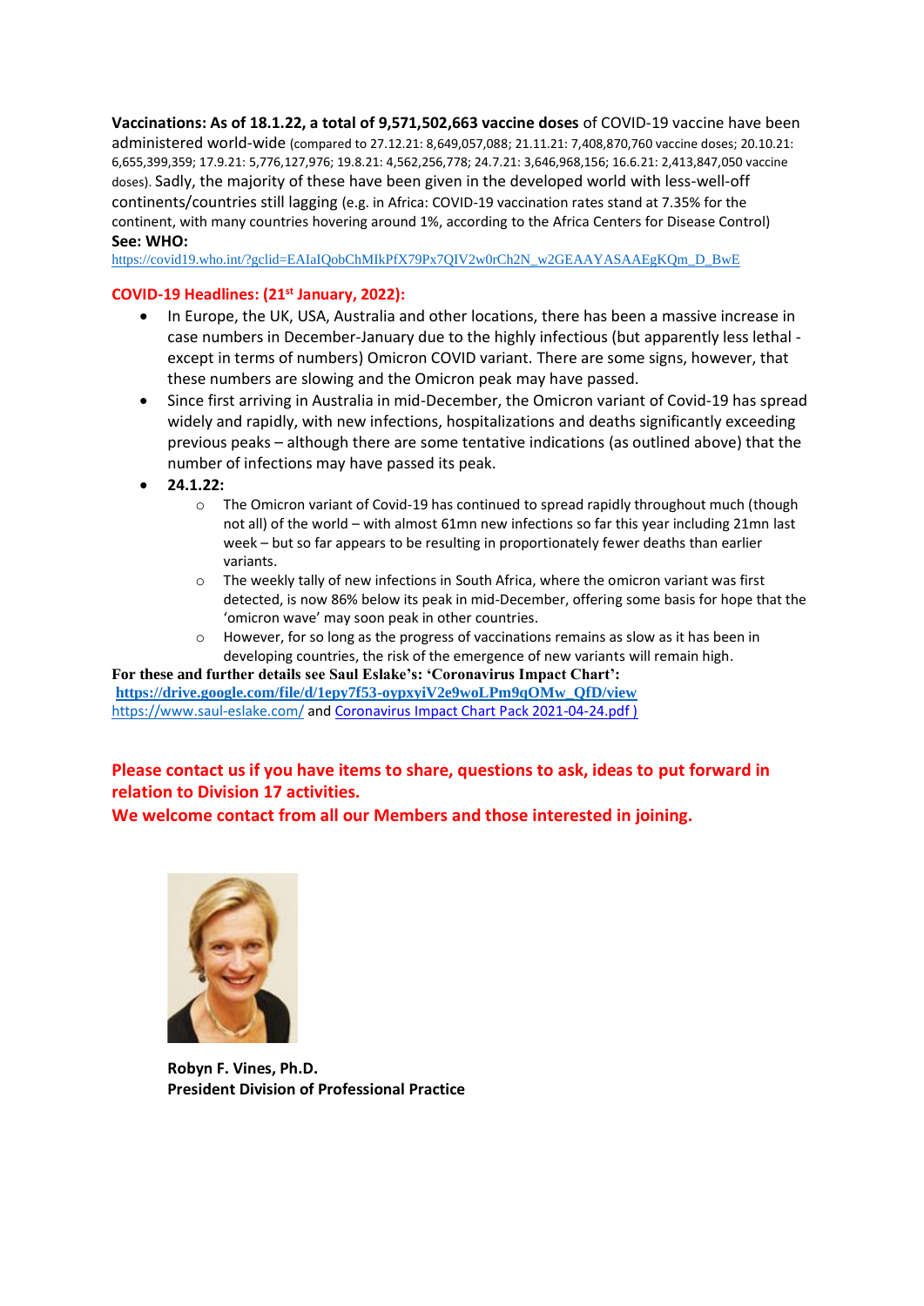**Vaccinations: As of 18.1.22, a total of 9,571,502,663 vaccine doses** of COVID-19 vaccine have been administered world-wide (compared to 27.12.21: 8,649,057,088; 21.11.21: 7,408,870,760 vaccine doses; 20.10.21: 6,655,399,359; 17.9.21: 5,776,127,976; 19.8.21: 4,562,256,778; 24.7.21: 3,646,968,156; 16.6.21: 2,413,847,050 vaccine doses). Sadly, the majority of these have been given in the developed world with less-well-off continents/countries still lagging (e.g. in Africa: COVID-19 vaccination rates stand at 7.35% for the continent, with many countries hovering around 1%, according to the Africa Centers for Disease Control)

**See: WHO:**
https://covid19.who.int/?gclid=EAIaIQobChMIkPfX79Px7QIV2w0rCh2N_w2GEAAYASAAEgKQm_D_BwE

**COVID-19 Headlines: (21st January, 2022):**

- In Europe, the UK, USA, Australia and other locations, there has been a massive increase in case numbers in December-January due to the highly infectious (but apparently less lethal - except in terms of numbers) Omicron COVID variant. There are some signs, however, that these numbers are slowing and the Omicron peak may have passed.
- Since first arriving in Australia in mid-December, the Omicron variant of Covid-19 has spread widely and rapidly, with new infections, hospitalizations and deaths significantly exceeding previous peaks – although there are some tentative indications (as outlined above) that the number of infections may have passed its peak.
- **24.1.22:**
  - The Omicron variant of Covid-19 has continued to spread rapidly throughout much (though not all) of the world – with almost 61mn new infections so far this year including 21mn last week – but so far appears to be resulting in proportionately fewer deaths than earlier variants.
  - The weekly tally of new infections in South Africa, where the omicron variant was first detected, is now 86% below its peak in mid-December, offering some basis for hope that the 'omicron wave' may soon peak in other countries.
  - However, for so long as the progress of vaccinations remains as slow as it has been in developing countries, the risk of the emergence of new variants will remain high.

**For these and further details see Saul Eslake's: 'Coronavirus Impact Chart':**
**https://drive.google.com/file/d/1epy7f53-oypxyiV2e9woLPm9qOMw_QfD/view**
https://www.saul-eslake.com/ and Coronavirus Impact Chart Pack 2021-04-24.pdf )

**Please contact us if you have items to share, questions to ask, ideas to put forward in relation to Division 17 activities.**
**We welcome contact from all our Members and those interested in joining.**

**Robyn F. Vines, Ph.D.**
**President Division of Professional Practice**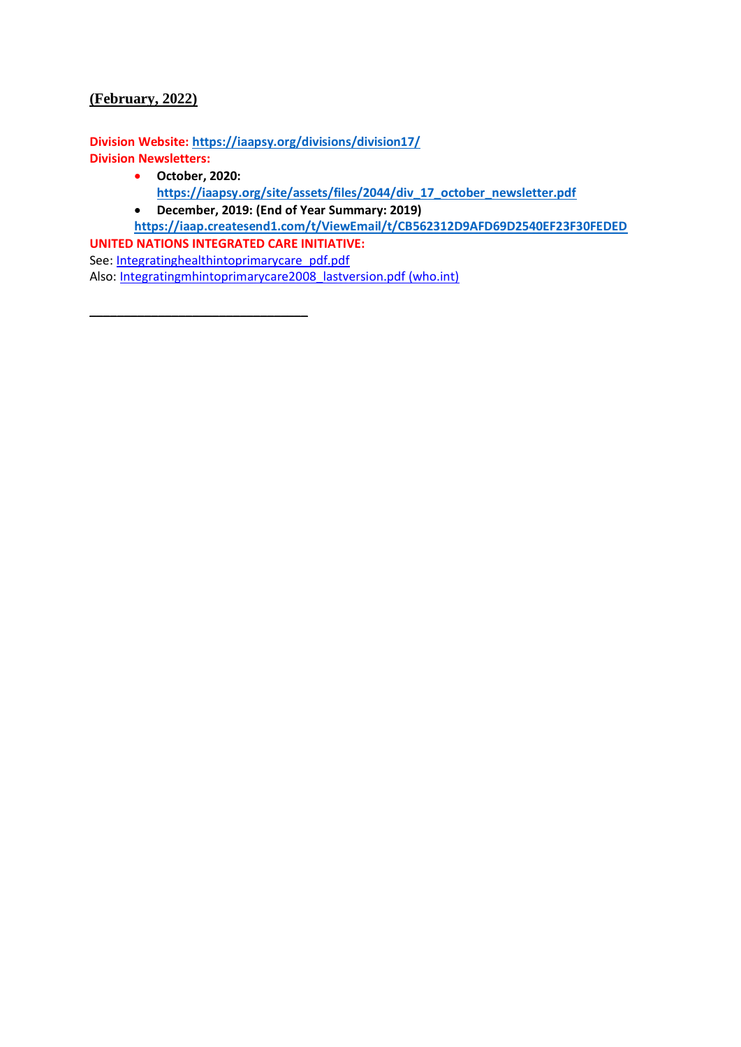**(February, 2022)**

**Division Website: https://iaapsy.org/divisions/division17/**

**Division Newsletters:**

- **October, 2020:**
  **https://iaapsy.org/site/assets/files/2044/div_17_october_newsletter.pdf**
- **December, 2019: (End of Year Summary: 2019)**
  **https://iaap.createsend1.com/t/ViewEmail/t/CB562312D9AFD69D2540EF23F30FEDED**

**UNITED NATIONS INTEGRATED CARE INITIATIVE:**

See: Integratinghealthintoprimarycare_pdf.pdf

Also: Integratingmhintoprimarycare2008_lastversion.pdf (who.int)

---